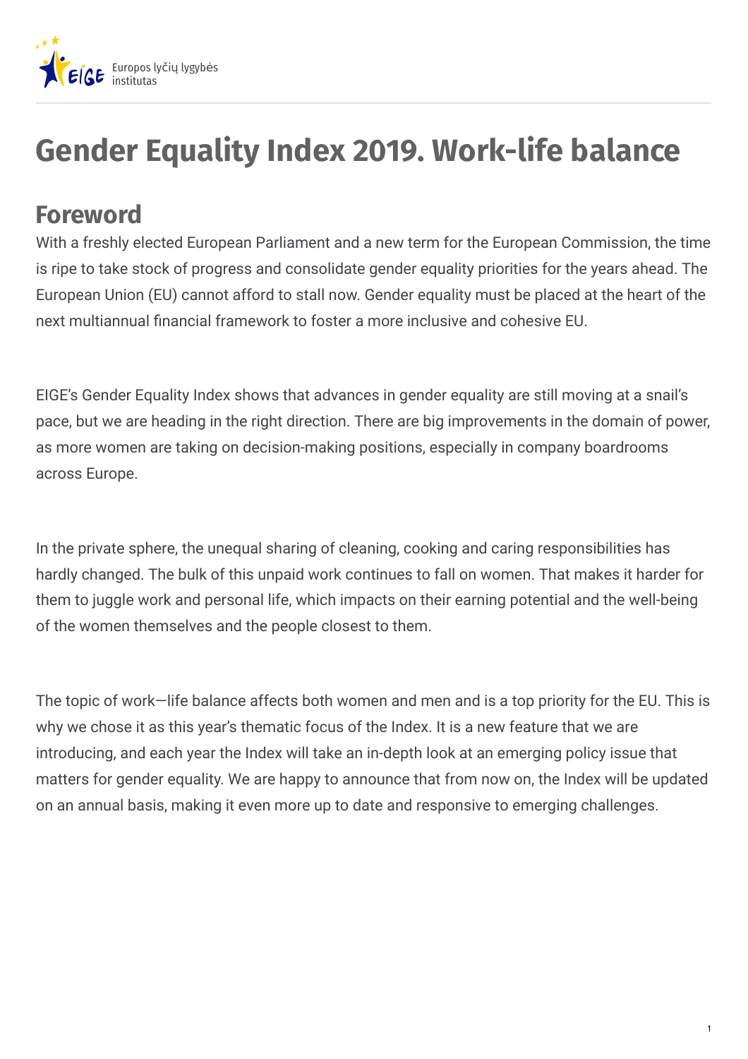# Gender Equality Index 2019. Work-life balance

## Foreword

With a freshly elected European Parliament and a new term for the European Commission, the time is ripe to take stock of progress and consolidate gender equality priorities for the years ahead. The European Union (EU) cannot afford to stall now. Gender equality must be placed at the heart of the next multiannual financial framework to foster a more inclusive and cohesive EU.

EIGE's Gender Equality Index shows that advances in gender equality are still moving at a snail's pace, but we are heading in the right direction. There are big improvements in the domain of power, as more women are taking on decision-making positions, especially in company boardrooms across Europe.

In the private sphere, the unequal sharing of cleaning, cooking and caring responsibilities has hardly changed. The bulk of this unpaid work continues to fall on women. That makes it harder for them to juggle work and personal life, which impacts on their earning potential and the well-being of the women themselves and the people closest to them.

The topic of work—life balance affects both women and men and is a top priority for the EU. This is why we chose it as this year's thematic focus of the Index. It is a new feature that we are introducing, and each year the Index will take an in-depth look at an emerging policy issue that matters for gender equality. We are happy to announce that from now on, the Index will be updated on an annual basis, making it even more up to date and responsive to emerging challenges.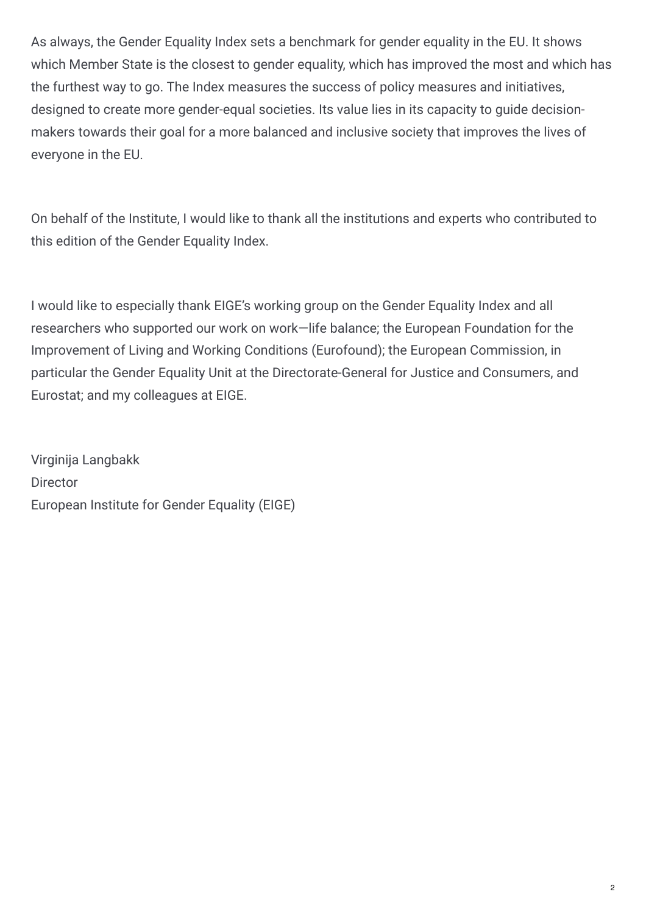As always, the Gender Equality Index sets a benchmark for gender equality in the EU. It shows which Member State is the closest to gender equality, which has improved the most and which has the furthest way to go. The Index measures the success of policy measures and initiatives, designed to create more gender-equal societies. Its value lies in its capacity to guide decision-makers towards their goal for a more balanced and inclusive society that improves the lives of everyone in the EU.

On behalf of the Institute, I would like to thank all the institutions and experts who contributed to this edition of the Gender Equality Index.

I would like to especially thank EIGE's working group on the Gender Equality Index and all researchers who supported our work on work—life balance; the European Foundation for the Improvement of Living and Working Conditions (Eurofound); the European Commission, in particular the Gender Equality Unit at the Directorate-General for Justice and Consumers, and Eurostat; and my colleagues at EIGE.

Virginija Langbakk
Director
European Institute for Gender Equality (EIGE)